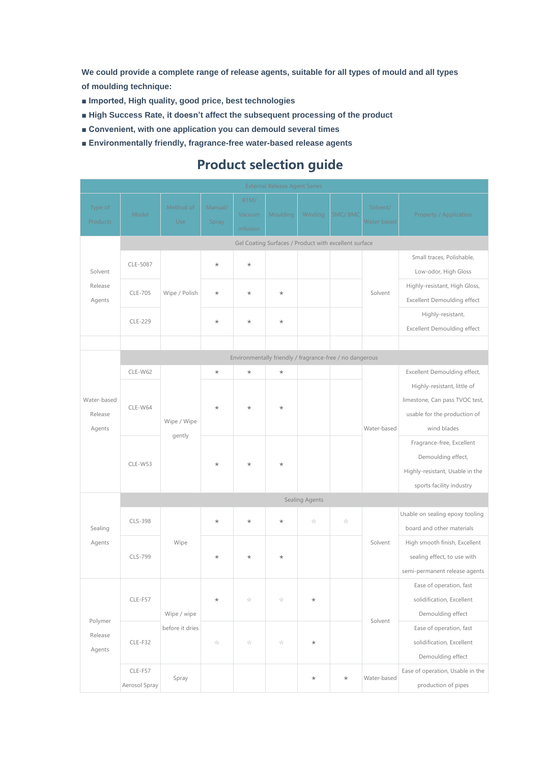**We could provide a complete range of release agents, suitable for all types of mould and all types of moulding technique:**

- **Imported, High quality, good price, best technologies**
- **High Success Rate, it doesn't affect the subsequent processing of the product**
- **Convenient, with one application you can demould several times**
- **Environmentally friendly, fragrance-free water-based release agents**

# Product selection guide

| External Release Agent Series | | | | | | | | | |
|---|---|---|---|---|---|---|---|---|---|
| Type of Products | Model | Method of Use | Manual/ Spray | RTM/ Vacuum infusion | Moulding | Winding | SMC/ BMC | Solvent/ Water based | Property / Application |
| | Gel Coating Surfaces / Product with excellent surface | | | | | | | | |
| Solvent Release Agents | CLE-5087 | Wipe / Polish | ★ | ★ | | | | Solvent | Small traces, Polishable, Low-odor, High Gloss |
| | CLE-705 | | ★ | ★ | ★ | | | | Highly-resistant, High Gloss, Excellent Demoulding effect |
| | CLE-229 | | ★ | ★ | ★ | | | | Highly-resistant, Excellent Demoulding effect |
| | | | | | | | | | |
| | Environmentally friendly / fragrance-free / no dangerous | | | | | | | | |
| Water-based Release Agents | CLE-W62 | Wipe / Wipe gently | ★ | ★ | ★ | | | Water-based | Excellent Demoulding effect, |
| | CLE-W64 | | ★ | ★ | ★ | | | | Highly-resistant, little of limestone, Can pass TVOC test, usable for the production of wind blades |
| | CLE-W53 | | ★ | ★ | ★ | | | | Fragrance-free, Excellent Demoulding effect, Highly-resistant, Usable in the sports facility industry |
| | Sealing Agents | | | | | | | | |
| Sealing Agents | CLS-398 | Wipe | ★ | ★ | ★ | ☆ | ☆ | Solvent | Usable on sealing epoxy tooling board and other materials |
| | CLS-799 | | ★ | ★ | ★ | | | | High smooth finish, Excellent sealing effect, to use with semi-permanent release agents |
| Polymer Release Agents | CLE-F57 | Wipe / wipe before it dries | ★ | ☆ | ☆ | ★ | | Solvent | Ease of operation, fast solidification, Excellent Demoulding effect |
| | CLE-F32 | | ☆ | ☆ | ☆ | ★ | | | Ease of operation, fast solidification, Excellent Demoulding effect |
| | CLE-F57 Aerosol Spray | Spray | | | | ★ | ★ | Water-based | Ease of operation, Usable in the production of pipes |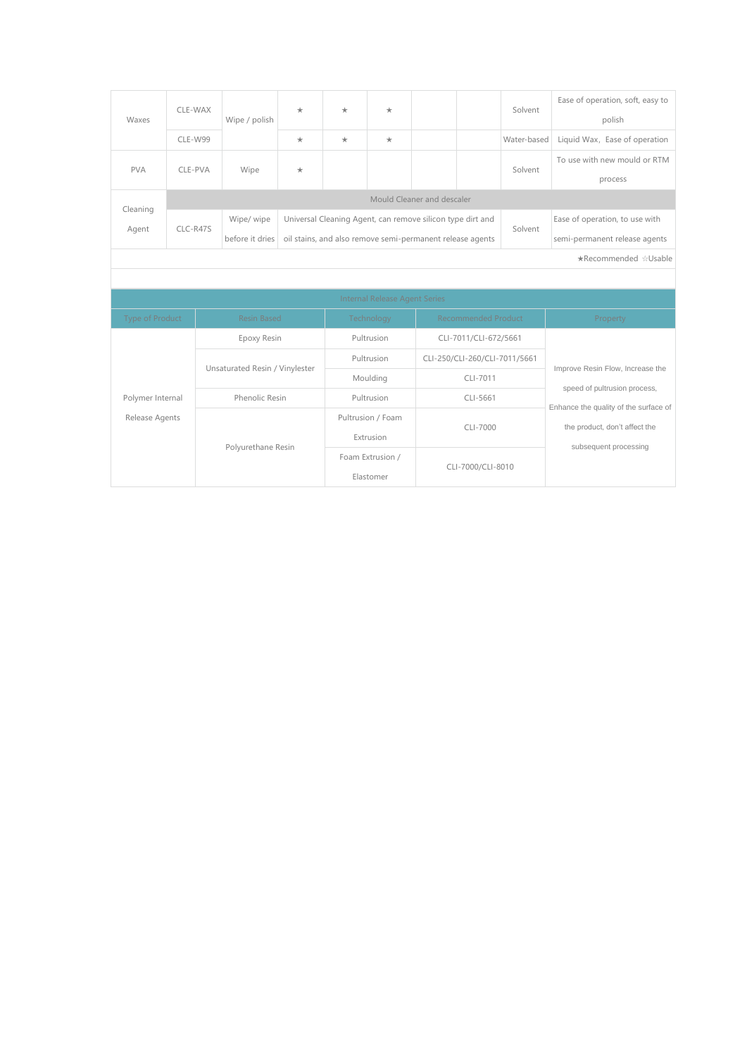| | | | | | | | | | |
|---|---|---|---|---|---|---|---|---|---|
| Waxes | CLE-WAX | Wipe / polish | ★ | ★ | ★ | | | Solvent | Ease of operation, soft, easy to polish |
| | CLE-W99 | | ★ | ★ | ★ | | | Water-based | Liquid Wax，Ease of operation |
| PVA | CLE-PVA | Wipe | ★ | | | | | Solvent | To use with new mould or RTM process |
| Cleaning Agent | Mould Cleaner and descaler | | | | | | | | |
| | CLC-R47S | Wipe/ wipe before it dries | Universal Cleaning Agent, can remove silicon type dirt and oil stains, and also remove semi-permanent release agents | | | | | Solvent | Ease of operation, to use with semi-permanent release agents |
| ★Recommended ☆Usable | | | | | | | | | |

| Internal Release Agent Series | | | | |
|---|---|---|---|---|
| Type of Product | Resin Based | Technology | Recommended Product | Property |
| Polymer Internal Release Agents | Epoxy Resin | Pultrusion | CLI-7011/CLI-672/5661 | Improve Resin Flow, Increase the speed of pultrusion process, Enhance the quality of the surface of the product, don't affect the subsequent processing |
| | Unsaturated Resin / Vinylester | Pultrusion | CLI-250/CLI-260/CLI-7011/5661 | |
| | | Moulding | CLI-7011 | |
| | Phenolic Resin | Pultrusion | CLI-5661 | |
| | Polyurethane Resin | Pultrusion / Foam Extrusion | CLI-7000 | |
| | | Foam Extrusion / Elastomer | CLI-7000/CLI-8010 | |